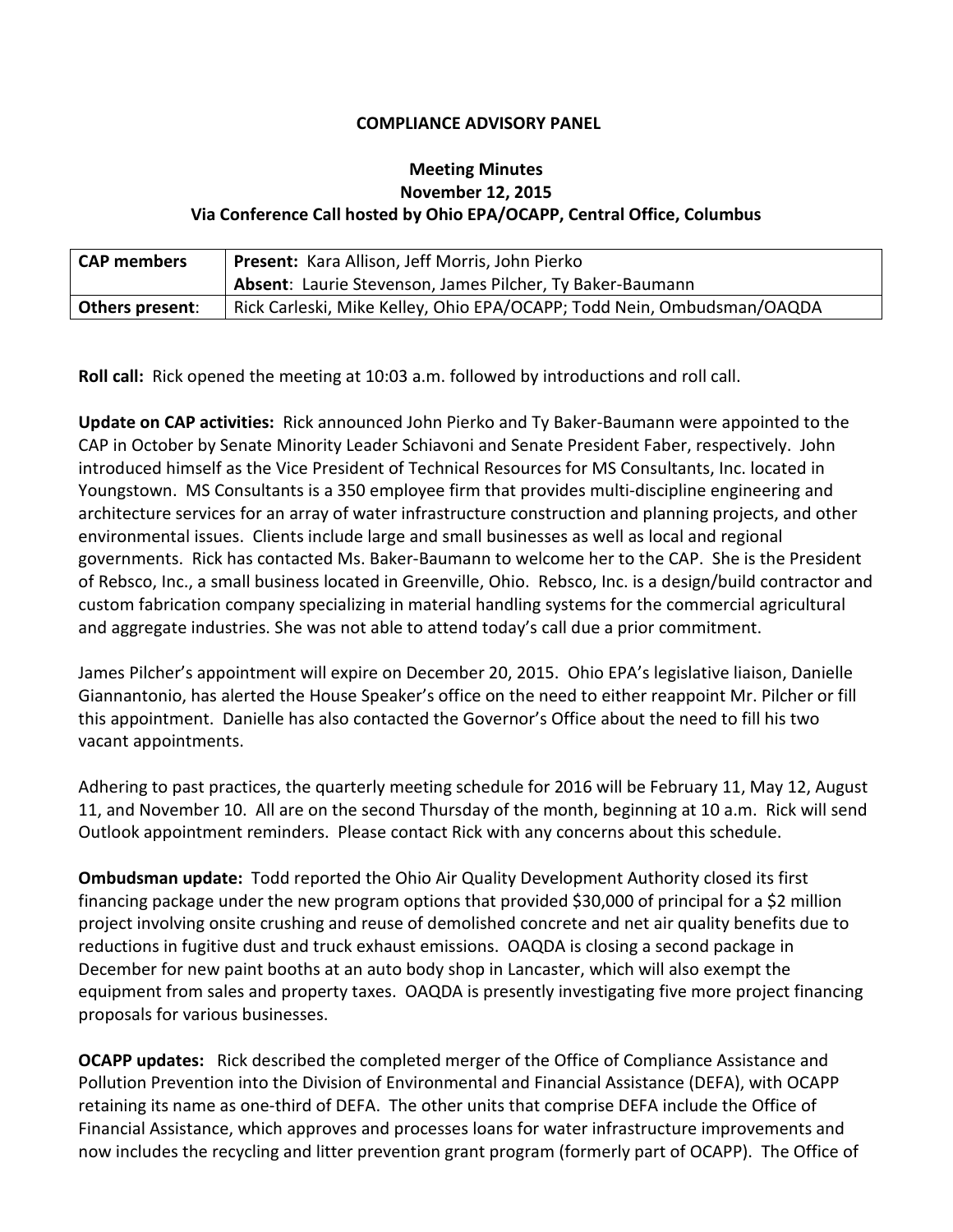**COMPLIANCE ADVISORY PANEL**

**Meeting Minutes**
**November 12, 2015**
**Via Conference Call hosted by Ohio EPA/OCAPP, Central Office, Columbus**

| **CAP members** | **Present:** Kara Allison, Jeff Morris, John Pierko<br>**Absent**: Laurie Stevenson, James Pilcher, Ty Baker-Baumann |
|---|---|
| **Others present**: | Rick Carleski, Mike Kelley, Ohio EPA/OCAPP; Todd Nein, Ombudsman/OAQDA |

**Roll call:** Rick opened the meeting at 10:03 a.m. followed by introductions and roll call.

**Update on CAP activities:** Rick announced John Pierko and Ty Baker-Baumann were appointed to the CAP in October by Senate Minority Leader Schiavoni and Senate President Faber, respectively. John introduced himself as the Vice President of Technical Resources for MS Consultants, Inc. located in Youngstown. MS Consultants is a 350 employee firm that provides multi-discipline engineering and architecture services for an array of water infrastructure construction and planning projects, and other environmental issues. Clients include large and small businesses as well as local and regional governments. Rick has contacted Ms. Baker-Baumann to welcome her to the CAP. She is the President of Rebsco, Inc., a small business located in Greenville, Ohio. Rebsco, Inc. is a design/build contractor and custom fabrication company specializing in material handling systems for the commercial agricultural and aggregate industries. She was not able to attend today's call due a prior commitment.

James Pilcher's appointment will expire on December 20, 2015. Ohio EPA's legislative liaison, Danielle Giannantonio, has alerted the House Speaker's office on the need to either reappoint Mr. Pilcher or fill this appointment. Danielle has also contacted the Governor's Office about the need to fill his two vacant appointments.

Adhering to past practices, the quarterly meeting schedule for 2016 will be February 11, May 12, August 11, and November 10. All are on the second Thursday of the month, beginning at 10 a.m. Rick will send Outlook appointment reminders. Please contact Rick with any concerns about this schedule.

**Ombudsman update:** Todd reported the Ohio Air Quality Development Authority closed its first financing package under the new program options that provided $30,000 of principal for a $2 million project involving onsite crushing and reuse of demolished concrete and net air quality benefits due to reductions in fugitive dust and truck exhaust emissions. OAQDA is closing a second package in December for new paint booths at an auto body shop in Lancaster, which will also exempt the equipment from sales and property taxes. OAQDA is presently investigating five more project financing proposals for various businesses.

**OCAPP updates:** Rick described the completed merger of the Office of Compliance Assistance and Pollution Prevention into the Division of Environmental and Financial Assistance (DEFA), with OCAPP retaining its name as one-third of DEFA. The other units that comprise DEFA include the Office of Financial Assistance, which approves and processes loans for water infrastructure improvements and now includes the recycling and litter prevention grant program (formerly part of OCAPP). The Office of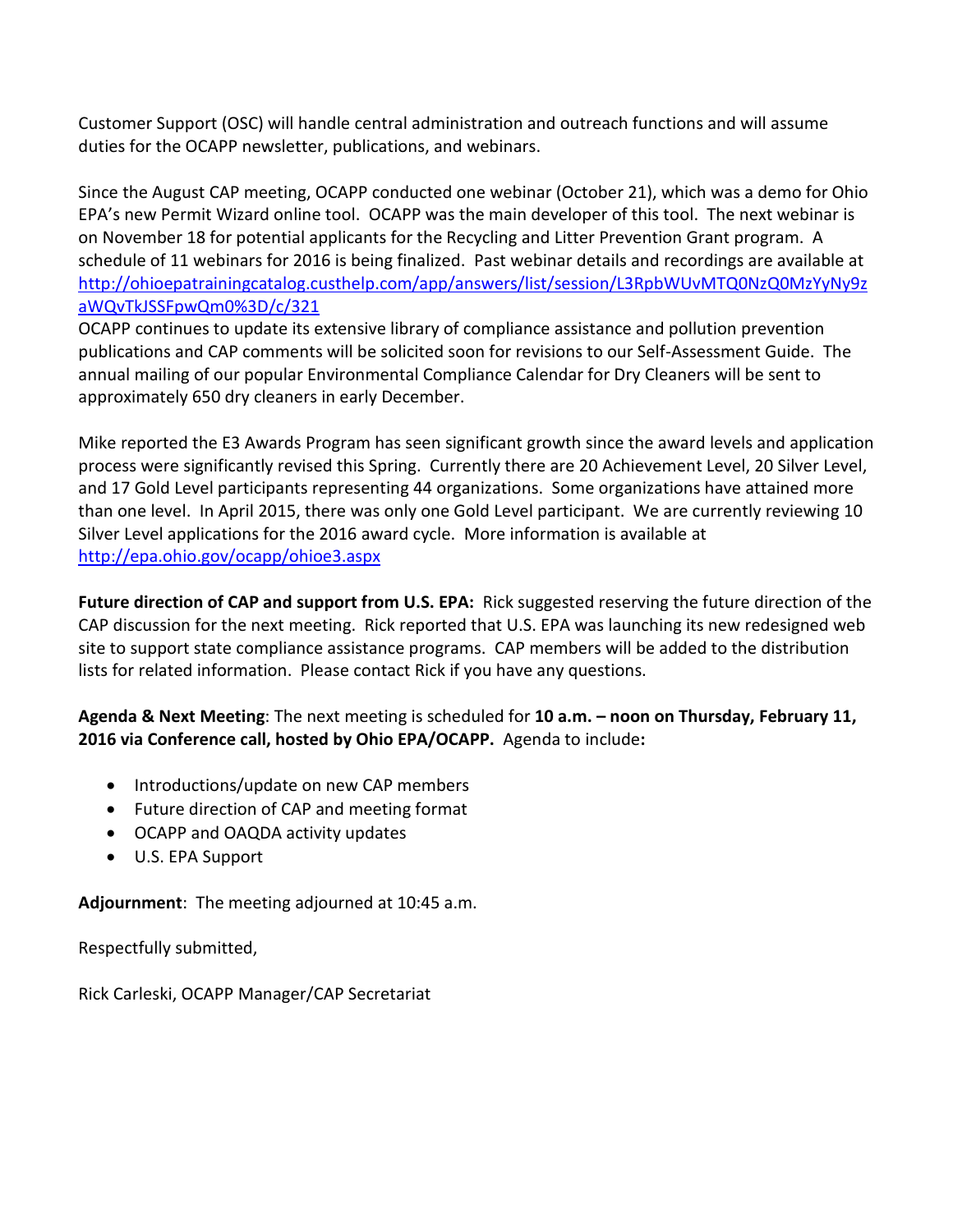Customer Support (OSC) will handle central administration and outreach functions and will assume duties for the OCAPP newsletter, publications, and webinars.

Since the August CAP meeting, OCAPP conducted one webinar (October 21), which was a demo for Ohio EPA's new Permit Wizard online tool. OCAPP was the main developer of this tool. The next webinar is on November 18 for potential applicants for the Recycling and Litter Prevention Grant program. A schedule of 11 webinars for 2016 is being finalized. Past webinar details and recordings are available at http://ohioepatrainingcatalog.custhelp.com/app/answers/list/session/L3RpbWUvMTQ0NzQ0MzYyNy9zaWQvTkJSSFpwQm0%3D/c/321
OCAPP continues to update its extensive library of compliance assistance and pollution prevention publications and CAP comments will be solicited soon for revisions to our Self-Assessment Guide. The annual mailing of our popular Environmental Compliance Calendar for Dry Cleaners will be sent to approximately 650 dry cleaners in early December.

Mike reported the E3 Awards Program has seen significant growth since the award levels and application process were significantly revised this Spring. Currently there are 20 Achievement Level, 20 Silver Level, and 17 Gold Level participants representing 44 organizations. Some organizations have attained more than one level. In April 2015, there was only one Gold Level participant. We are currently reviewing 10 Silver Level applications for the 2016 award cycle. More information is available at http://epa.ohio.gov/ocapp/ohioe3.aspx

**Future direction of CAP and support from U.S. EPA:** Rick suggested reserving the future direction of the CAP discussion for the next meeting. Rick reported that U.S. EPA was launching its new redesigned web site to support state compliance assistance programs. CAP members will be added to the distribution lists for related information. Please contact Rick if you have any questions.

**Agenda & Next Meeting**: The next meeting is scheduled for **10 a.m. – noon on Thursday, February 11, 2016 via Conference call, hosted by Ohio EPA/OCAPP.** Agenda to include**:**

- Introductions/update on new CAP members
- Future direction of CAP and meeting format
- OCAPP and OAQDA activity updates
- U.S. EPA Support

**Adjournment**: The meeting adjourned at 10:45 a.m.

Respectfully submitted,

Rick Carleski, OCAPP Manager/CAP Secretariat